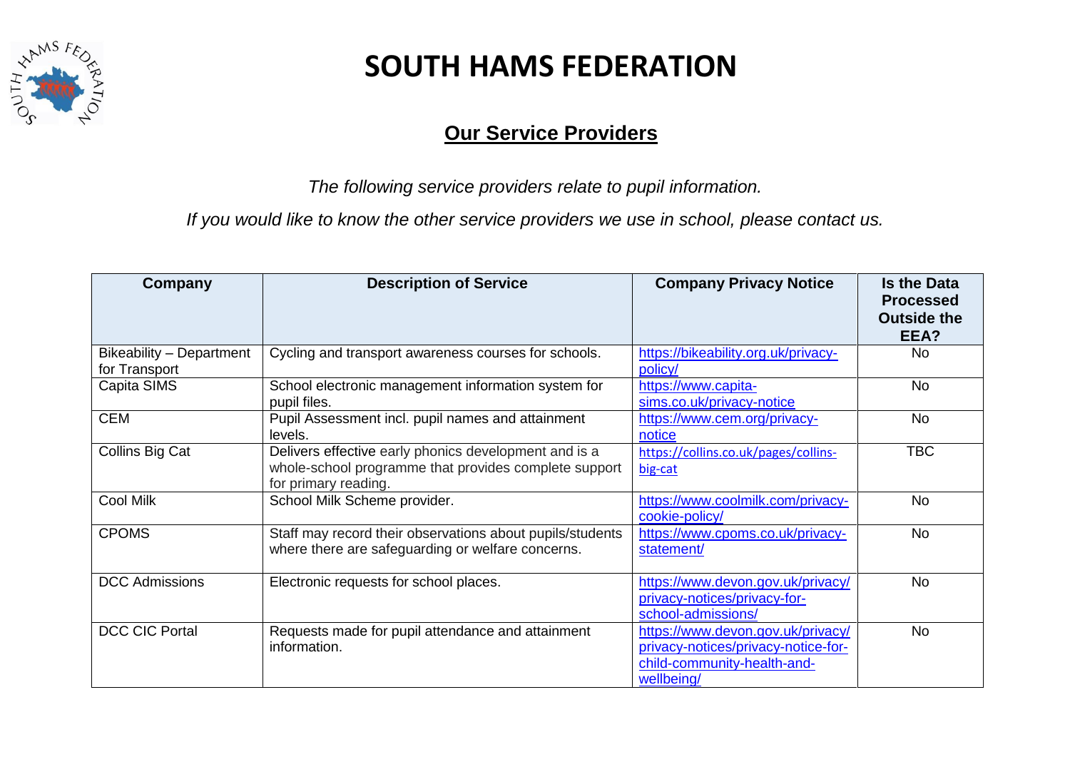# SOUTH HAMS FEDERATION

## Our Service Providers

*The following service providers relate to pupil information.*

*If you would like to know the other service providers we use in school, please contact us.*

| Company | Description of Service | Company Privacy Notice | Is the Data Processed Outside the EEA? |
|---|---|---|---|
| Bikeability – Department for Transport | Cycling and transport awareness courses for schools. | https://bikeability.org.uk/privacy-policy/ | No |
| Capita SIMS | School electronic management information system for pupil files. | https://www.capita-sims.co.uk/privacy-notice | No |
| CEM | Pupil Assessment incl. pupil names and attainment levels. | https://www.cem.org/privacy-notice | No |
| Collins Big Cat | Delivers effective early phonics development and is a whole-school programme that provides complete support for primary reading. | https://collins.co.uk/pages/collins-big-cat | TBC |
| Cool Milk | School Milk Scheme provider. | https://www.coolmilk.com/privacy-cookie-policy/ | No |
| CPOMS | Staff may record their observations about pupils/students where there are safeguarding or welfare concerns. | https://www.cpoms.co.uk/privacy-statement/ | No |
| DCC Admissions | Electronic requests for school places. | https://www.devon.gov.uk/privacy/privacy-notices/privacy-for-school-admissions/ | No |
| DCC CIC Portal | Requests made for pupil attendance and attainment information. | https://www.devon.gov.uk/privacy/privacy-notices/privacy-notice-for-child-community-health-and-wellbeing/ | No |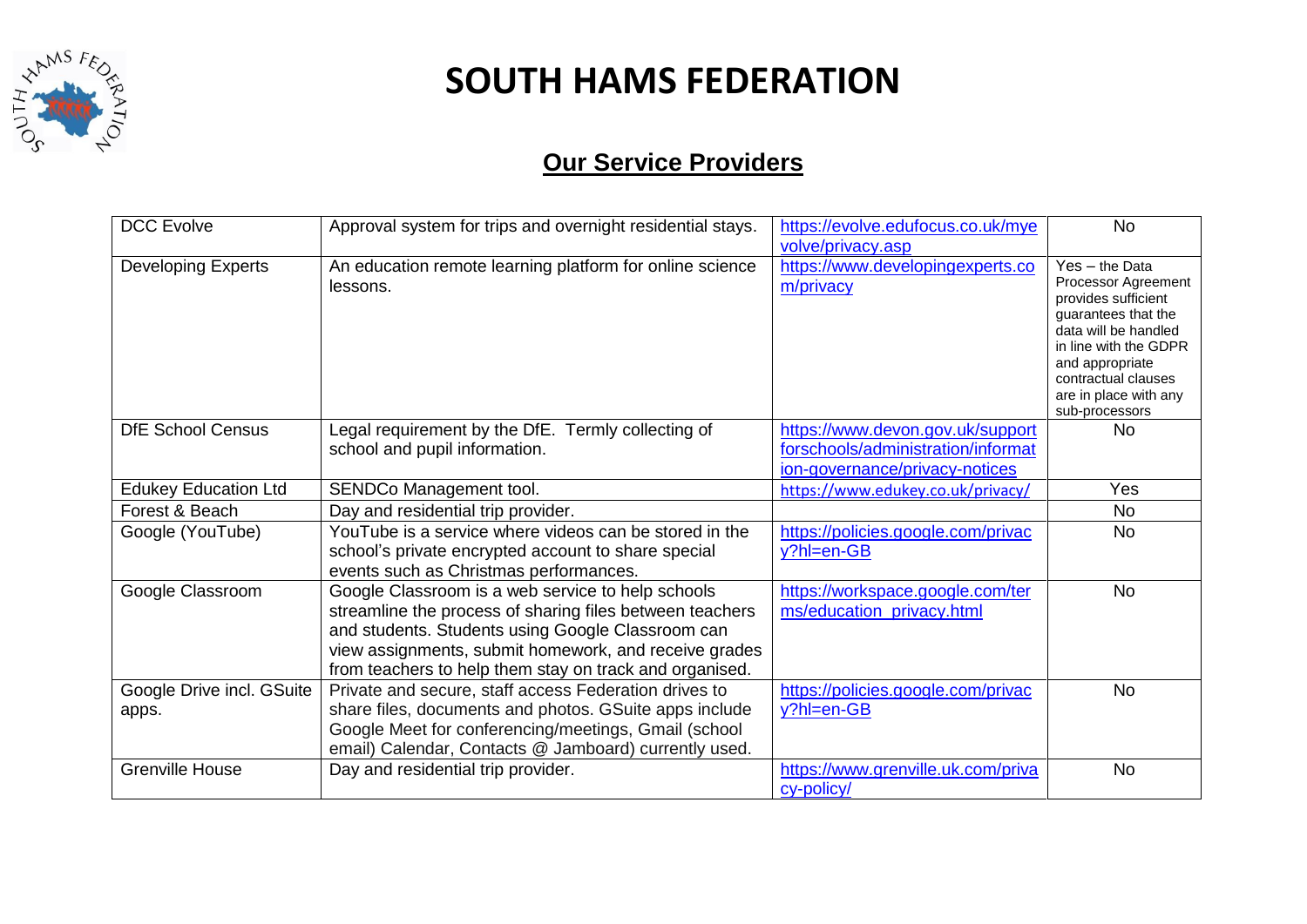# SOUTH HAMS FEDERATION

## Our Service Providers

| | | | |
|---|---|---|---|
| DCC Evolve | Approval system for trips and overnight residential stays. | https://evolve.edufocus.co.uk/myevolve/privacy.asp | No |
| Developing Experts | An education remote learning platform for online science lessons. | https://www.developingexperts.com/privacy | Yes – the Data Processor Agreement provides sufficient guarantees that the data will be handled in line with the GDPR and appropriate contractual clauses are in place with any sub-processors |
| DfE School Census | Legal requirement by the DfE. Termly collecting of school and pupil information. | https://www.devon.gov.uk/supportforschools/administration/information-governance/privacy-notices | No |
| Edukey Education Ltd | SENDCo Management tool. | https://www.edukey.co.uk/privacy/ | Yes |
| Forest & Beach | Day and residential trip provider. | | No |
| Google (YouTube) | YouTube is a service where videos can be stored in the school's private encrypted account to share special events such as Christmas performances. | https://policies.google.com/privacy?hl=en-GB | No |
| Google Classroom | Google Classroom is a web service to help schools streamline the process of sharing files between teachers and students. Students using Google Classroom can view assignments, submit homework, and receive grades from teachers to help them stay on track and organised. | https://workspace.google.com/terms/education_privacy.html | No |
| Google Drive incl. GSuite apps. | Private and secure, staff access Federation drives to share files, documents and photos. GSuite apps include Google Meet for conferencing/meetings, Gmail (school email) Calendar, Contacts @ Jamboard) currently used. | https://policies.google.com/privacy?hl=en-GB | No |
| Grenville House | Day and residential trip provider. | https://www.grenville.uk.com/privacy-policy/ | No |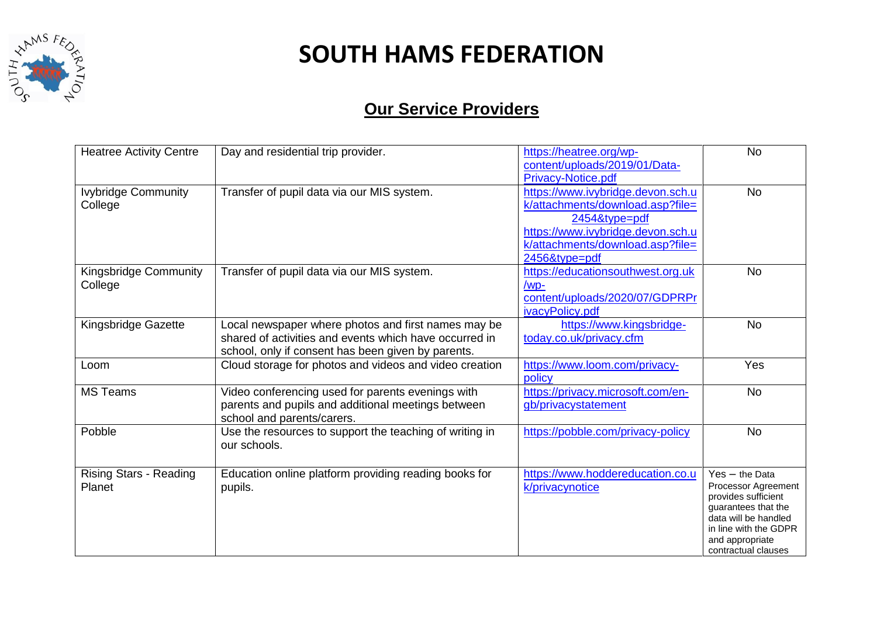# SOUTH HAMS FEDERATION

## Our Service Providers

| | | | |
|---|---|---|---|
| Heatree Activity Centre | Day and residential trip provider. | https://heatree.org/wp-content/uploads/2019/01/Data-Privacy-Notice.pdf | No |
| Ivybridge Community College | Transfer of pupil data via our MIS system. | https://www.ivybridge.devon.sch.uk/attachments/download.asp?file=2454&type=pdf https://www.ivybridge.devon.sch.uk/attachments/download.asp?file=2456&type=pdf | No |
| Kingsbridge Community College | Transfer of pupil data via our MIS system. | https://educationsouthwest.org.uk/wp-content/uploads/2020/07/GDPRPrivacyPolicy.pdf | No |
| Kingsbridge Gazette | Local newspaper where photos and first names may be shared of activities and events which have occurred in school, only if consent has been given by parents. | https://www.kingsbridge-today.co.uk/privacy.cfm | No |
| Loom | Cloud storage for photos and videos and video creation | https://www.loom.com/privacy-policy | Yes |
| MS Teams | Video conferencing used for parents evenings with parents and pupils and additional meetings between school and parents/carers. | https://privacy.microsoft.com/en-gb/privacystatement | No |
| Pobble | Use the resources to support the teaching of writing in our schools. | https://pobble.com/privacy-policy | No |
| Rising Stars - Reading Planet | Education online platform providing reading books for pupils. | https://www.hoddereducation.co.uk/privacynotice | Yes – the Data Processor Agreement provides sufficient guarantees that the data will be handled in line with the GDPR and appropriate contractual clauses |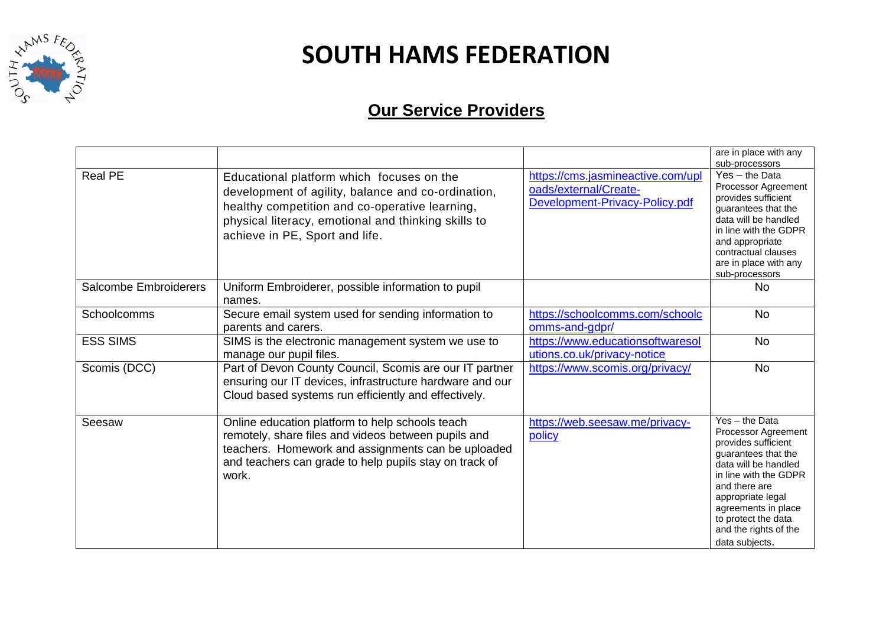# SOUTH HAMS FEDERATION

## Our Service Providers

| | | | |
|---|---|---|---|
| | | | are in place with any sub-processors |
| Real PE | Educational platform which focuses on the development of agility, balance and co-ordination, healthy competition and co-operative learning, physical literacy, emotional and thinking skills to achieve in PE, Sport and life. | https://cms.jasmineactive.com/uploads/external/Create-Development-Privacy-Policy.pdf | Yes – the Data Processor Agreement provides sufficient guarantees that the data will be handled in line with the GDPR and appropriate contractual clauses are in place with any sub-processors |
| Salcombe Embroiderers | Uniform Embroiderer, possible information to pupil names. | | No |
| Schoolcomms | Secure email system used for sending information to parents and carers. | https://schoolcomms.com/schoolcomms-and-gdpr/ | No |
| ESS SIMS | SIMS is the electronic management system we use to manage our pupil files. | https://www.educationsoftwaresolutions.co.uk/privacy-notice | No |
| Scomis (DCC) | Part of Devon County Council, Scomis are our IT partner ensuring our IT devices, infrastructure hardware and our Cloud based systems run efficiently and effectively. | https://www.scomis.org/privacy/ | No |
| Seesaw | Online education platform to help schools teach remotely, share files and videos between pupils and teachers. Homework and assignments can be uploaded and teachers can grade to help pupils stay on track of work. | https://web.seesaw.me/privacy-policy | Yes – the Data Processor Agreement provides sufficient guarantees that the data will be handled in line with the GDPR and there are appropriate legal agreements in place to protect the data and the rights of the data subjects. |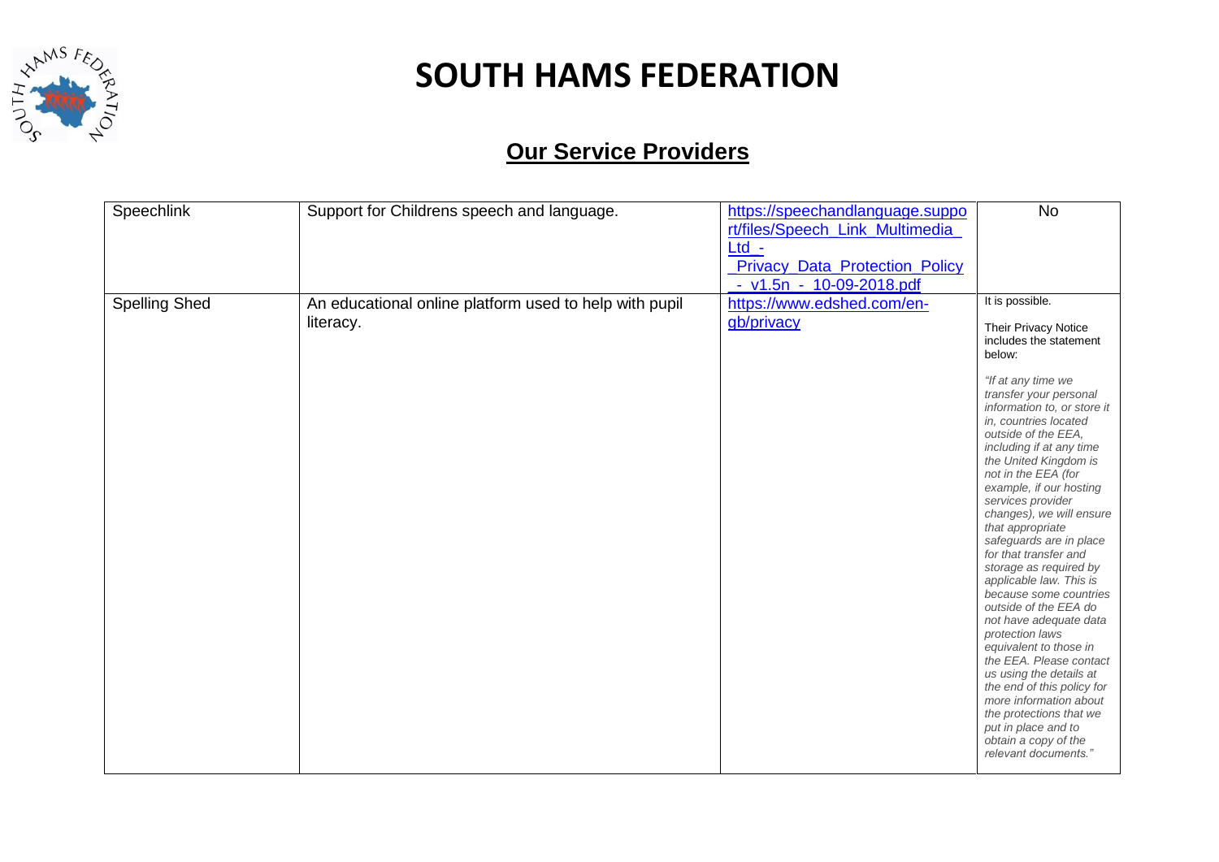# SOUTH HAMS FEDERATION

## Our Service Providers

| | | | |
|---|---|---|---|
| Speechlink | Support for Childrens speech and language. | https://speechandlanguage.support/files/Speech_Link_Multimedia_Ltd_-_Privacy_Data_Protection_Policy_-_v1.5n_-_10-09-2018.pdf | No |
| Spelling Shed | An educational online platform used to help with pupil literacy. | https://www.edshed.com/en-gb/privacy | It is possible.<br><br>Their Privacy Notice includes the statement below:<br><br>*"If at any time we transfer your personal information to, or store it in, countries located outside of the EEA, including if at any time the United Kingdom is not in the EEA (for example, if our hosting services provider changes), we will ensure that appropriate safeguards are in place for that transfer and storage as required by applicable law. This is because some countries outside of the EEA do not have adequate data protection laws equivalent to those in the EEA. Please contact us using the details at the end of this policy for more information about the protections that we put in place and to obtain a copy of the relevant documents."* |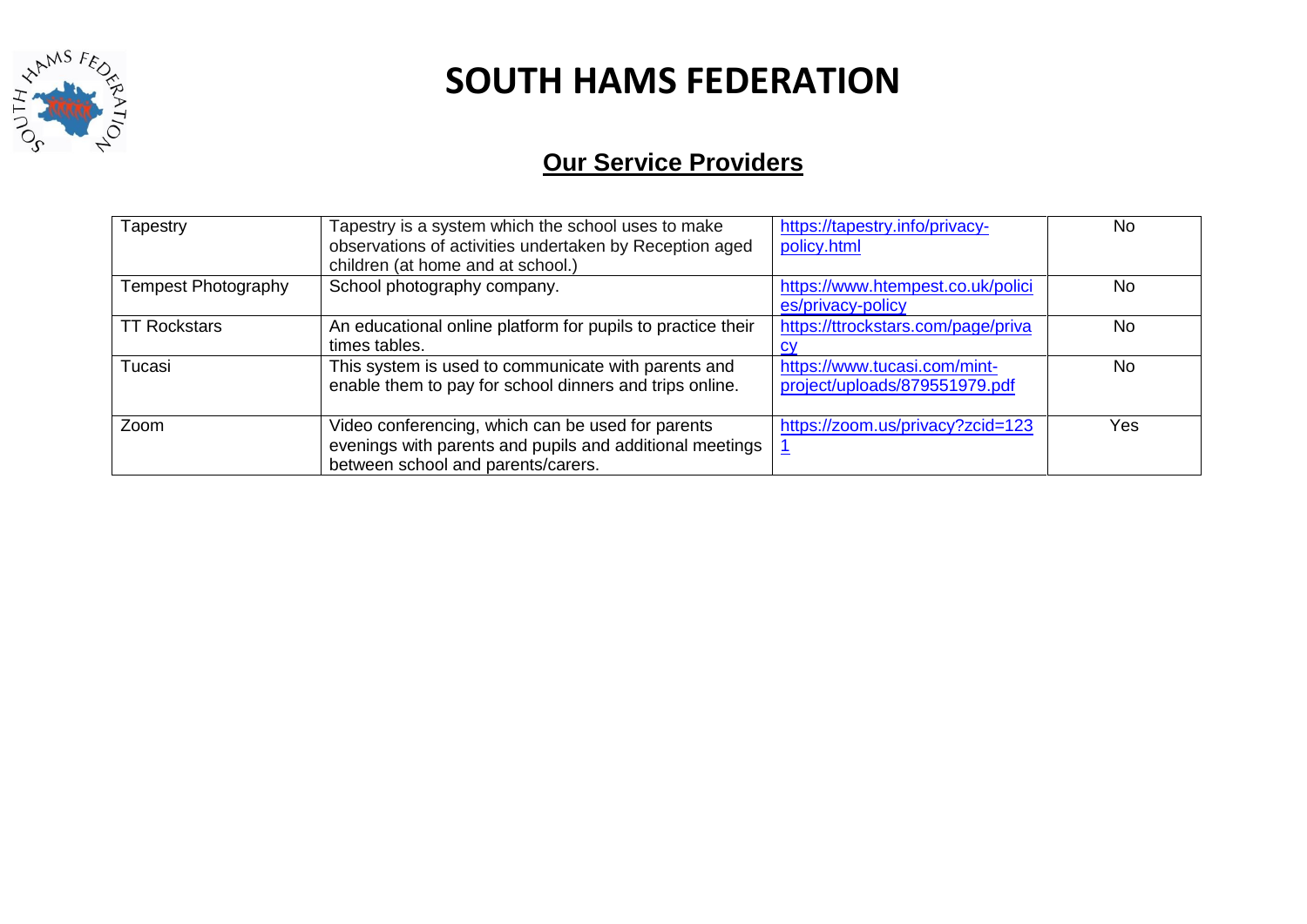# SOUTH HAMS FEDERATION

## Our Service Providers

| | | | |
|---|---|---|---|
| Tapestry | Tapestry is a system which the school uses to make observations of activities undertaken by Reception aged children (at home and at school.) | https://tapestry.info/privacy-policy.html | No |
| Tempest Photography | School photography company. | https://www.htempest.co.uk/policies/privacy-policy | No |
| TT Rockstars | An educational online platform for pupils to practice their times tables. | https://ttrockstars.com/page/privacy | No |
| Tucasi | This system is used to communicate with parents and enable them to pay for school dinners and trips online. | https://www.tucasi.com/mint-project/uploads/879551979.pdf | No |
| Zoom | Video conferencing, which can be used for parents evenings with parents and pupils and additional meetings between school and parents/carers. | https://zoom.us/privacy?zcid=1231 | Yes |